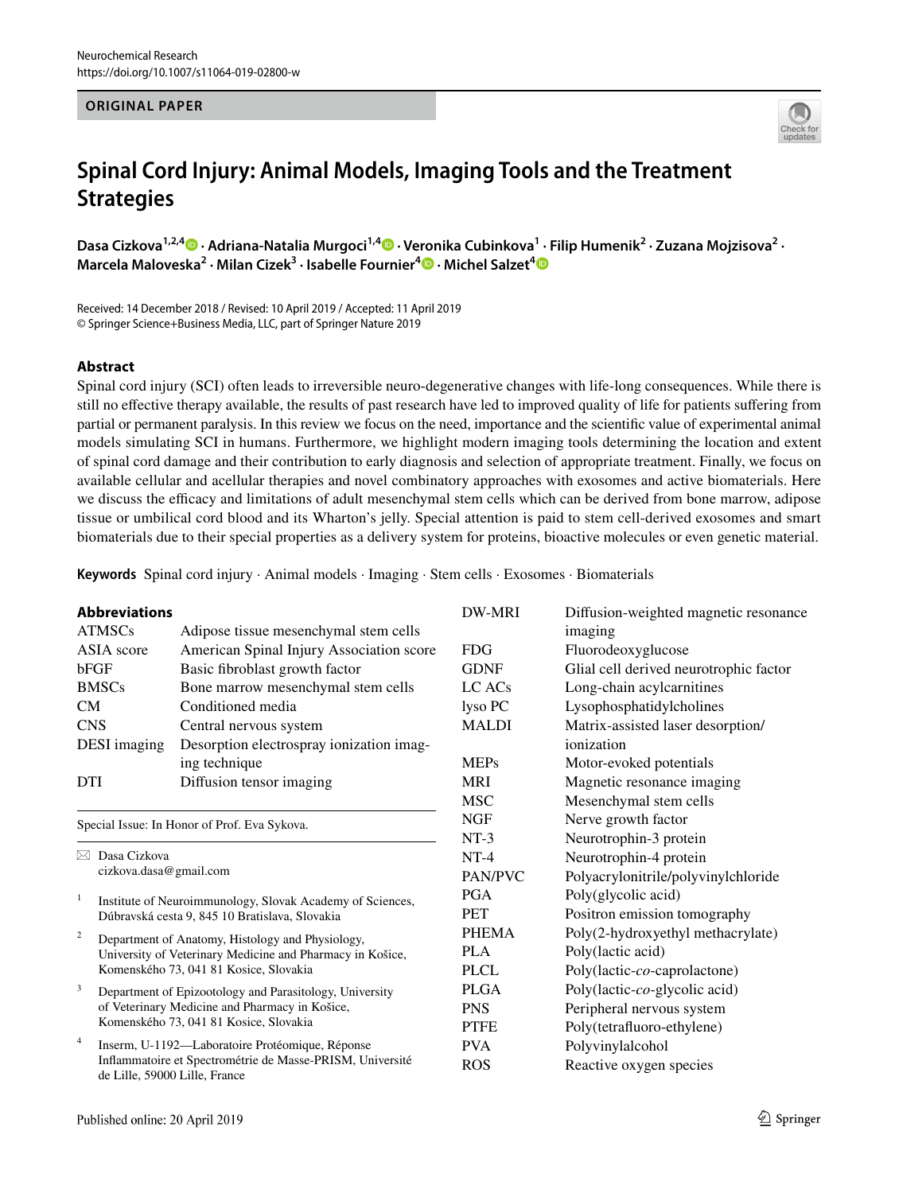Neurochemical Research
https://doi.org/10.1007/s11064-019-02800-w

**ORIGINAL PAPER**

# Spinal Cord Injury: Animal Models, Imaging Tools and the Treatment Strategies

**Dasa Cizkova[1,2,4] · Adriana-Natalia Murgoci[1,4] · Veronika Cubinkova[1] · Filip Humenik[2] · Zuzana Mojzisova[2] · Marcela Maloveska[2] · Milan Cizek[3] · Isabelle Fournier[4] · Michel Salzet[4]**

Received: 14 December 2018 / Revised: 10 April 2019 / Accepted: 11 April 2019
© Springer Science+Business Media, LLC, part of Springer Nature 2019

## Abstract

Spinal cord injury (SCI) often leads to irreversible neuro-degenerative changes with life-long consequences. While there is still no effective therapy available, the results of past research have led to improved quality of life for patients suffering from partial or permanent paralysis. In this review we focus on the need, importance and the scientific value of experimental animal models simulating SCI in humans. Furthermore, we highlight modern imaging tools determining the location and extent of spinal cord damage and their contribution to early diagnosis and selection of appropriate treatment. Finally, we focus on available cellular and acellular therapies and novel combinatory approaches with exosomes and active biomaterials. Here we discuss the efficacy and limitations of adult mesenchymal stem cells which can be derived from bone marrow, adipose tissue or umbilical cord blood and its Wharton's jelly. Special attention is paid to stem cell-derived exosomes and smart biomaterials due to their special properties as a delivery system for proteins, bioactive molecules or even genetic material.

**Keywords** Spinal cord injury · Animal models · Imaging · Stem cells · Exosomes · Biomaterials

### Abbreviations

| | |
|---|---|
| ATMSCs | Adipose tissue mesenchymal stem cells |
| ASIA score | American Spinal Injury Association score |
| bFGF | Basic fibroblast growth factor |
| BMSCs | Bone marrow mesenchymal stem cells |
| CM | Conditioned media |
| CNS | Central nervous system |
| DESI imaging | Desorption electrospray ionization imaging technique |
| DTI | Diffusion tensor imaging |
| DW-MRI | Diffusion-weighted magnetic resonance imaging |
| FDG | Fluorodeoxyglucose |
| GDNF | Glial cell derived neurotrophic factor |
| LC ACs | Long-chain acylcarnitines |
| lyso PC | Lysophosphatidylcholines |
| MALDI | Matrix-assisted laser desorption/ionization |
| MEPs | Motor-evoked potentials |
| MRI | Magnetic resonance imaging |
| MSC | Mesenchymal stem cells |
| NGF | Nerve growth factor |
| NT-3 | Neurotrophin-3 protein |
| NT-4 | Neurotrophin-4 protein |
| PAN/PVC | Polyacrylonitrile/polyvinylchloride |
| PGA | Poly(glycolic acid) |
| PET | Positron emission tomography |
| PHEMA | Poly(2-hydroxyethyl methacrylate) |
| PLA | Poly(lactic acid) |
| PLCL | Poly(lactic-*co*-caprolactone) |
| PLGA | Poly(lactic-*co*-glycolic acid) |
| PNS | Peripheral nervous system |
| PTFE | Poly(tetrafluoro-ethylene) |
| PVA | Polyvinylalcohol |
| ROS | Reactive oxygen species |

Special Issue: In Honor of Prof. Eva Sykova.

✉ Dasa Cizkova
cizkova.dasa@gmail.com

[1] Institute of Neuroimmunology, Slovak Academy of Sciences, Dúbravská cesta 9, 845 10 Bratislava, Slovakia

[2] Department of Anatomy, Histology and Physiology, University of Veterinary Medicine and Pharmacy in Košice, Komenského 73, 041 81 Kosice, Slovakia

[3] Department of Epizootology and Parasitology, University of Veterinary Medicine and Pharmacy in Košice, Komenského 73, 041 81 Kosice, Slovakia

[4] Inserm, U-1192—Laboratoire Protéomique, Réponse Inflammatoire et Spectrométrie de Masse-PRISM, Université de Lille, 59000 Lille, France

Published online: 20 April 2019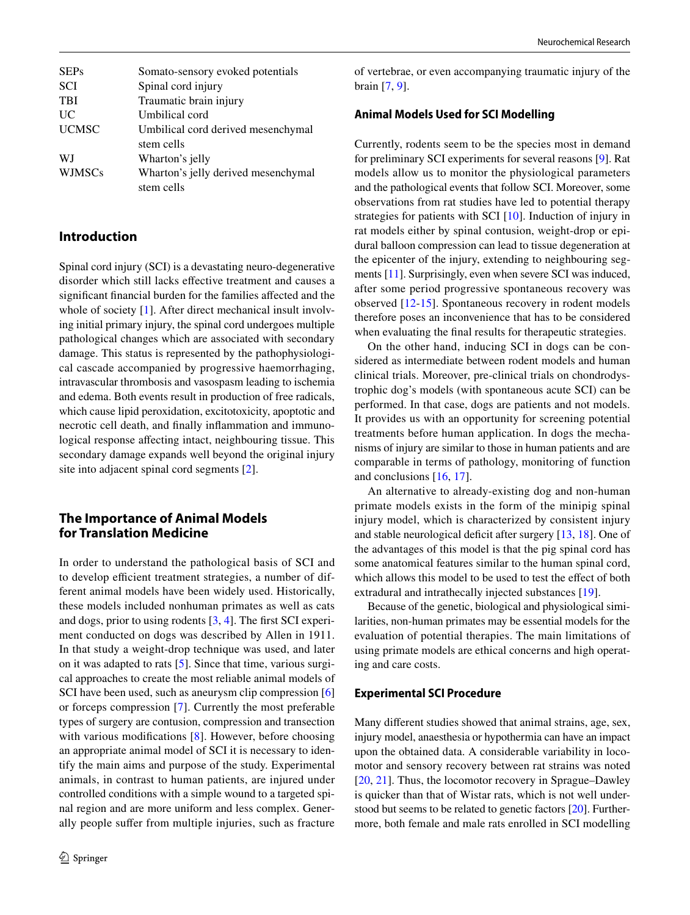| | |
|---|---|
| SEPs | Somato-sensory evoked potentials |
| SCI | Spinal cord injury |
| TBI | Traumatic brain injury |
| UC | Umbilical cord |
| UCMSC | Umbilical cord derived mesenchymal stem cells |
| WJ | Wharton's jelly |
| WJMSCs | Wharton's jelly derived mesenchymal stem cells |

## Introduction

Spinal cord injury (SCI) is a devastating neuro-degenerative disorder which still lacks effective treatment and causes a significant financial burden for the families affected and the whole of society [1]. After direct mechanical insult involving initial primary injury, the spinal cord undergoes multiple pathological changes which are associated with secondary damage. This status is represented by the pathophysiological cascade accompanied by progressive haemorrhaging, intravascular thrombosis and vasospasm leading to ischemia and edema. Both events result in production of free radicals, which cause lipid peroxidation, excitotoxicity, apoptotic and necrotic cell death, and finally inflammation and immunological response affecting intact, neighbouring tissue. This secondary damage expands well beyond the original injury site into adjacent spinal cord segments [2].

## The Importance of Animal Models for Translation Medicine

In order to understand the pathological basis of SCI and to develop efficient treatment strategies, a number of different animal models have been widely used. Historically, these models included nonhuman primates as well as cats and dogs, prior to using rodents [3, 4]. The first SCI experiment conducted on dogs was described by Allen in 1911. In that study a weight-drop technique was used, and later on it was adapted to rats [5]. Since that time, various surgical approaches to create the most reliable animal models of SCI have been used, such as aneurysm clip compression [6] or forceps compression [7]. Currently the most preferable types of surgery are contusion, compression and transection with various modifications [8]. However, before choosing an appropriate animal model of SCI it is necessary to identify the main aims and purpose of the study. Experimental animals, in contrast to human patients, are injured under controlled conditions with a simple wound to a targeted spinal region and are more uniform and less complex. Generally people suffer from multiple injuries, such as fracture of vertebrae, or even accompanying traumatic injury of the brain [7, 9].

### Animal Models Used for SCI Modelling

Currently, rodents seem to be the species most in demand for preliminary SCI experiments for several reasons [9]. Rat models allow us to monitor the physiological parameters and the pathological events that follow SCI. Moreover, some observations from rat studies have led to potential therapy strategies for patients with SCI [10]. Induction of injury in rat models either by spinal contusion, weight-drop or epidural balloon compression can lead to tissue degeneration at the epicenter of the injury, extending to neighbouring segments [11]. Surprisingly, even when severe SCI was induced, after some period progressive spontaneous recovery was observed [12-15]. Spontaneous recovery in rodent models therefore poses an inconvenience that has to be considered when evaluating the final results for therapeutic strategies.

On the other hand, inducing SCI in dogs can be considered as intermediate between rodent models and human clinical trials. Moreover, pre-clinical trials on chondrodystrophic dog's models (with spontaneous acute SCI) can be performed. In that case, dogs are patients and not models. It provides us with an opportunity for screening potential treatments before human application. In dogs the mechanisms of injury are similar to those in human patients and are comparable in terms of pathology, monitoring of function and conclusions [16, 17].

An alternative to already-existing dog and non-human primate models exists in the form of the minipig spinal injury model, which is characterized by consistent injury and stable neurological deficit after surgery [13, 18]. One of the advantages of this model is that the pig spinal cord has some anatomical features similar to the human spinal cord, which allows this model to be used to test the effect of both extradural and intrathecally injected substances [19].

Because of the genetic, biological and physiological similarities, non-human primates may be essential models for the evaluation of potential therapies. The main limitations of using primate models are ethical concerns and high operating and care costs.

### Experimental SCI Procedure

Many different studies showed that animal strains, age, sex, injury model, anaesthesia or hypothermia can have an impact upon the obtained data. A considerable variability in locomotor and sensory recovery between rat strains was noted [20, 21]. Thus, the locomotor recovery in Sprague–Dawley is quicker than that of Wistar rats, which is not well understood but seems to be related to genetic factors [20]. Furthermore, both female and male rats enrolled in SCI modelling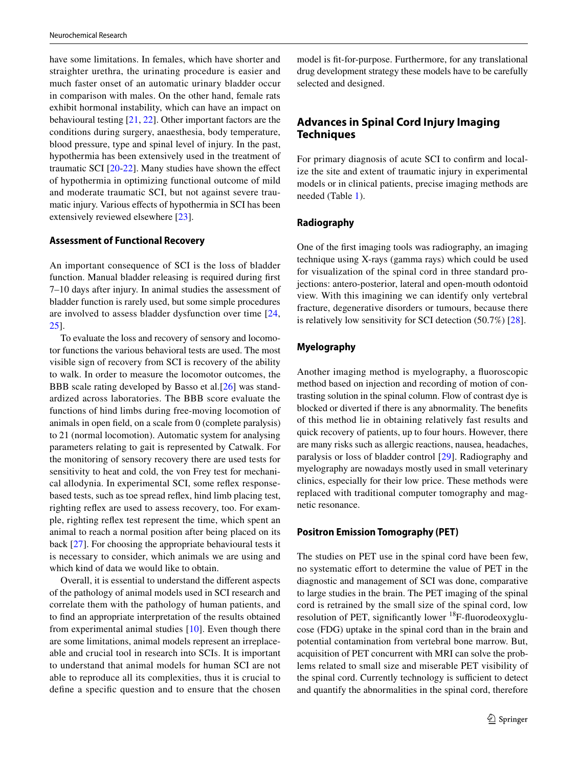have some limitations. In females, which have shorter and straighter urethra, the urinating procedure is easier and much faster onset of an automatic urinary bladder occur in comparison with males. On the other hand, female rats exhibit hormonal instability, which can have an impact on behavioural testing [21, 22]. Other important factors are the conditions during surgery, anaesthesia, body temperature, blood pressure, type and spinal level of injury. In the past, hypothermia has been extensively used in the treatment of traumatic SCI [20-22]. Many studies have shown the effect of hypothermia in optimizing functional outcome of mild and moderate traumatic SCI, but not against severe traumatic injury. Various effects of hypothermia in SCI has been extensively reviewed elsewhere [23].

### Assessment of Functional Recovery

An important consequence of SCI is the loss of bladder function. Manual bladder releasing is required during first 7–10 days after injury. In animal studies the assessment of bladder function is rarely used, but some simple procedures are involved to assess bladder dysfunction over time [24, 25].

To evaluate the loss and recovery of sensory and locomotor functions the various behavioral tests are used. The most visible sign of recovery from SCI is recovery of the ability to walk. In order to measure the locomotor outcomes, the BBB scale rating developed by Basso et al.[26] was standardized across laboratories. The BBB score evaluate the functions of hind limbs during free-moving locomotion of animals in open field, on a scale from 0 (complete paralysis) to 21 (normal locomotion). Automatic system for analysing parameters relating to gait is represented by Catwalk. For the monitoring of sensory recovery there are used tests for sensitivity to heat and cold, the von Frey test for mechanical allodynia. In experimental SCI, some reflex response-based tests, such as toe spread reflex, hind limb placing test, righting reflex are used to assess recovery, too. For example, righting reflex test represent the time, which spent an animal to reach a normal position after being placed on its back [27]. For choosing the appropriate behavioural tests it is necessary to consider, which animals we are using and which kind of data we would like to obtain.

Overall, it is essential to understand the different aspects of the pathology of animal models used in SCI research and correlate them with the pathology of human patients, and to find an appropriate interpretation of the results obtained from experimental animal studies [10]. Even though there are some limitations, animal models represent an irreplaceable and crucial tool in research into SCIs. It is important to understand that animal models for human SCI are not able to reproduce all its complexities, thus it is crucial to define a specific question and to ensure that the chosen model is fit-for-purpose. Furthermore, for any translational drug development strategy these models have to be carefully selected and designed.

## Advances in Spinal Cord Injury Imaging Techniques

For primary diagnosis of acute SCI to confirm and localize the site and extent of traumatic injury in experimental models or in clinical patients, precise imaging methods are needed (Table 1).

### Radiography

One of the first imaging tools was radiography, an imaging technique using X-rays (gamma rays) which could be used for visualization of the spinal cord in three standard projections: antero-posterior, lateral and open-mouth odontoid view. With this imagining we can identify only vertebral fracture, degenerative disorders or tumours, because there is relatively low sensitivity for SCI detection (50.7%) [28].

### Myelography

Another imaging method is myelography, a fluoroscopic method based on injection and recording of motion of contrasting solution in the spinal column. Flow of contrast dye is blocked or diverted if there is any abnormality. The benefits of this method lie in obtaining relatively fast results and quick recovery of patients, up to four hours. However, there are many risks such as allergic reactions, nausea, headaches, paralysis or loss of bladder control [29]. Radiography and myelography are nowadays mostly used in small veterinary clinics, especially for their low price. These methods were replaced with traditional computer tomography and magnetic resonance.

### Positron Emission Tomography (PET)

The studies on PET use in the spinal cord have been few, no systematic effort to determine the value of PET in the diagnostic and management of SCI was done, comparative to large studies in the brain. The PET imaging of the spinal cord is retrained by the small size of the spinal cord, low resolution of PET, significantly lower $^{18}$F-fluorodeoxyglucose (FDG) uptake in the spinal cord than in the brain and potential contamination from vertebral bone marrow. But, acquisition of PET concurrent with MRI can solve the problems related to small size and miserable PET visibility of the spinal cord. Currently technology is sufficient to detect and quantify the abnormalities in the spinal cord, therefore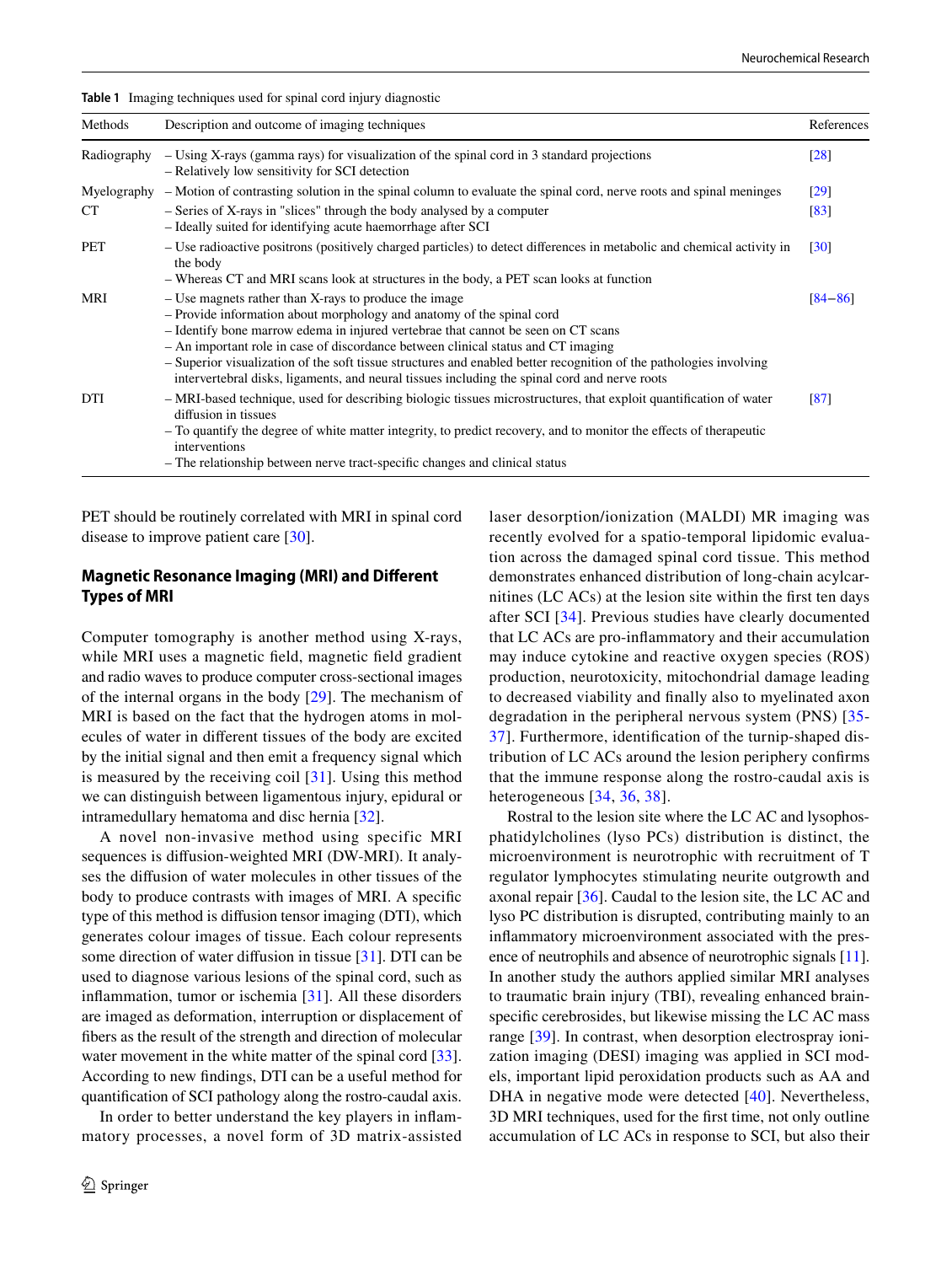**Table 1** Imaging techniques used for spinal cord injury diagnostic

| Methods | Description and outcome of imaging techniques | References |
|---|---|---|
| Radiography | – Using X-rays (gamma rays) for visualization of the spinal cord in 3 standard projections<br>– Relatively low sensitivity for SCI detection | [28] |
| Myelography | – Motion of contrasting solution in the spinal column to evaluate the spinal cord, nerve roots and spinal meninges | [29] |
| CT | – Series of X-rays in "slices" through the body analysed by a computer<br>– Ideally suited for identifying acute haemorrhage after SCI | [83] |
| PET | – Use radioactive positrons (positively charged particles) to detect differences in metabolic and chemical activity in the body<br>– Whereas CT and MRI scans look at structures in the body, a PET scan looks at function | [30] |
| MRI | – Use magnets rather than X-rays to produce the image<br>– Provide information about morphology and anatomy of the spinal cord<br>– Identify bone marrow edema in injured vertebrae that cannot be seen on CT scans<br>– An important role in case of discordance between clinical status and CT imaging<br>– Superior visualization of the soft tissue structures and enabled better recognition of the pathologies involving intervertebral disks, ligaments, and neural tissues including the spinal cord and nerve roots | [84–86] |
| DTI | – MRI-based technique, used for describing biologic tissues microstructures, that exploit quantification of water diffusion in tissues<br>– To quantify the degree of white matter integrity, to predict recovery, and to monitor the effects of therapeutic interventions<br>– The relationship between nerve tract-specific changes and clinical status | [87] |

PET should be routinely correlated with MRI in spinal cord disease to improve patient care [30].

## Magnetic Resonance Imaging (MRI) and Different Types of MRI

Computer tomography is another method using X-rays, while MRI uses a magnetic field, magnetic field gradient and radio waves to produce computer cross-sectional images of the internal organs in the body [29]. The mechanism of MRI is based on the fact that the hydrogen atoms in molecules of water in different tissues of the body are excited by the initial signal and then emit a frequency signal which is measured by the receiving coil [31]. Using this method we can distinguish between ligamentous injury, epidural or intramedullary hematoma and disc hernia [32].

A novel non-invasive method using specific MRI sequences is diffusion-weighted MRI (DW-MRI). It analyses the diffusion of water molecules in other tissues of the body to produce contrasts with images of MRI. A specific type of this method is diffusion tensor imaging (DTI), which generates colour images of tissue. Each colour represents some direction of water diffusion in tissue [31]. DTI can be used to diagnose various lesions of the spinal cord, such as inflammation, tumor or ischemia [31]. All these disorders are imaged as deformation, interruption or displacement of fibers as the result of the strength and direction of molecular water movement in the white matter of the spinal cord [33]. According to new findings, DTI can be a useful method for quantification of SCI pathology along the rostro-caudal axis.

In order to better understand the key players in inflammatory processes, a novel form of 3D matrix-assisted laser desorption/ionization (MALDI) MR imaging was recently evolved for a spatio-temporal lipidomic evaluation across the damaged spinal cord tissue. This method demonstrates enhanced distribution of long-chain acylcarnitines (LC ACs) at the lesion site within the first ten days after SCI [34]. Previous studies have clearly documented that LC ACs are pro-inflammatory and their accumulation may induce cytokine and reactive oxygen species (ROS) production, neurotoxicity, mitochondrial damage leading to decreased viability and finally also to myelinated axon degradation in the peripheral nervous system (PNS) [35-37]. Furthermore, identification of the turnip-shaped distribution of LC ACs around the lesion periphery confirms that the immune response along the rostro-caudal axis is heterogeneous [34, 36, 38].

Rostral to the lesion site where the LC AC and lysophosphatidylcholines (lyso PCs) distribution is distinct, the microenvironment is neurotrophic with recruitment of T regulator lymphocytes stimulating neurite outgrowth and axonal repair [36]. Caudal to the lesion site, the LC AC and lyso PC distribution is disrupted, contributing mainly to an inflammatory microenvironment associated with the presence of neutrophils and absence of neurotrophic signals [11]. In another study the authors applied similar MRI analyses to traumatic brain injury (TBI), revealing enhanced brain-specific cerebrosides, but likewise missing the LC AC mass range [39]. In contrast, when desorption electrospray ionization imaging (DESI) imaging was applied in SCI models, important lipid peroxidation products such as AA and DHA in negative mode were detected [40]. Nevertheless, 3D MRI techniques, used for the first time, not only outline accumulation of LC ACs in response to SCI, but also their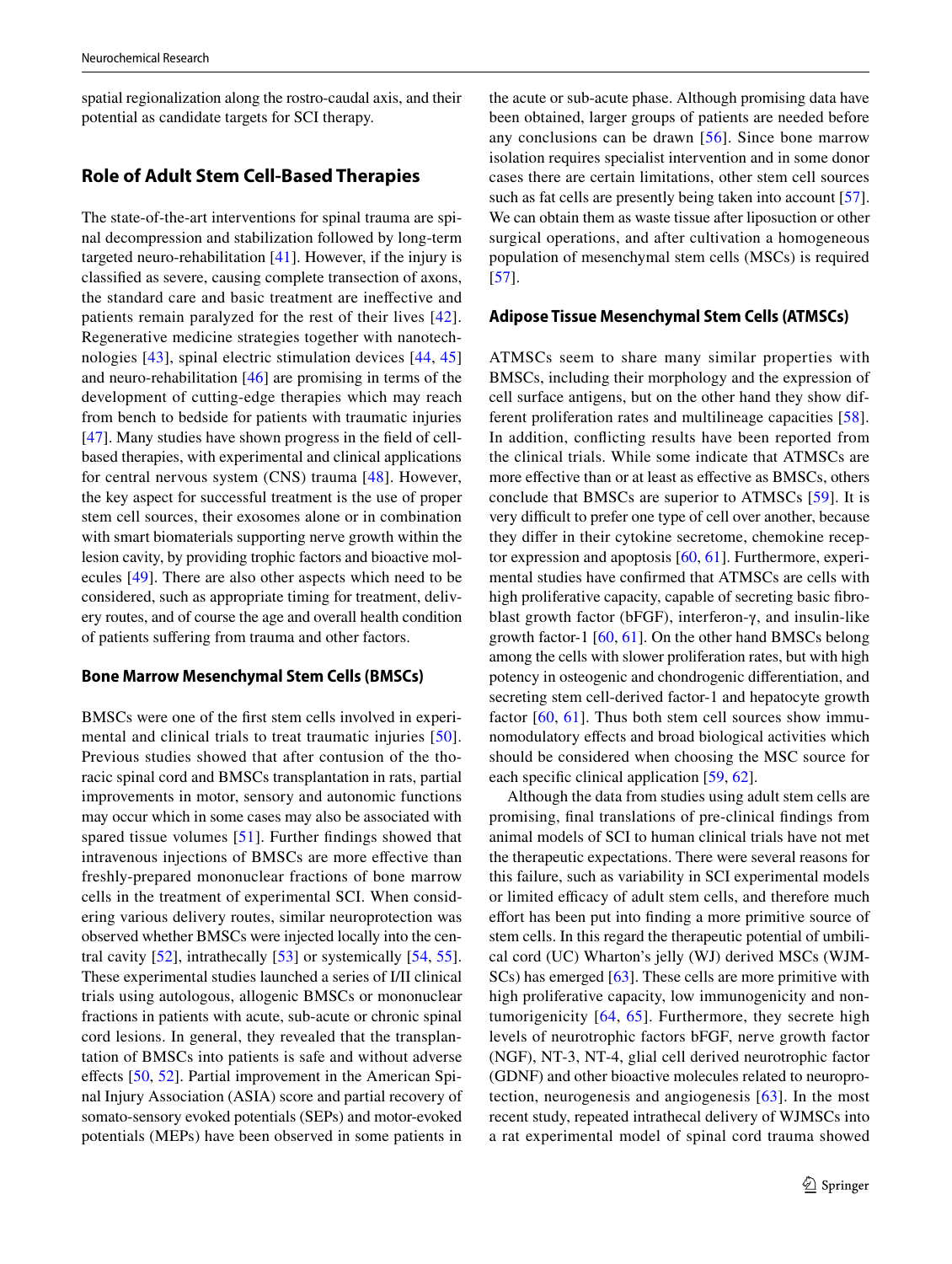spatial regionalization along the rostro-caudal axis, and their potential as candidate targets for SCI therapy.

## Role of Adult Stem Cell-Based Therapies

The state-of-the-art interventions for spinal trauma are spinal decompression and stabilization followed by long-term targeted neuro-rehabilitation [41]. However, if the injury is classified as severe, causing complete transection of axons, the standard care and basic treatment are ineffective and patients remain paralyzed for the rest of their lives [42]. Regenerative medicine strategies together with nanotechnologies [43], spinal electric stimulation devices [44, 45] and neuro-rehabilitation [46] are promising in terms of the development of cutting-edge therapies which may reach from bench to bedside for patients with traumatic injuries [47]. Many studies have shown progress in the field of cell-based therapies, with experimental and clinical applications for central nervous system (CNS) trauma [48]. However, the key aspect for successful treatment is the use of proper stem cell sources, their exosomes alone or in combination with smart biomaterials supporting nerve growth within the lesion cavity, by providing trophic factors and bioactive molecules [49]. There are also other aspects which need to be considered, such as appropriate timing for treatment, delivery routes, and of course the age and overall health condition of patients suffering from trauma and other factors.

### Bone Marrow Mesenchymal Stem Cells (BMSCs)

BMSCs were one of the first stem cells involved in experimental and clinical trials to treat traumatic injuries [50]. Previous studies showed that after contusion of the thoracic spinal cord and BMSCs transplantation in rats, partial improvements in motor, sensory and autonomic functions may occur which in some cases may also be associated with spared tissue volumes [51]. Further findings showed that intravenous injections of BMSCs are more effective than freshly-prepared mononuclear fractions of bone marrow cells in the treatment of experimental SCI. When considering various delivery routes, similar neuroprotection was observed whether BMSCs were injected locally into the central cavity [52], intrathecally [53] or systemically [54, 55]. These experimental studies launched a series of I/II clinical trials using autologous, allogenic BMSCs or mononuclear fractions in patients with acute, sub-acute or chronic spinal cord lesions. In general, they revealed that the transplantation of BMSCs into patients is safe and without adverse effects [50, 52]. Partial improvement in the American Spinal Injury Association (ASIA) score and partial recovery of somato-sensory evoked potentials (SEPs) and motor-evoked potentials (MEPs) have been observed in some patients in the acute or sub-acute phase. Although promising data have been obtained, larger groups of patients are needed before any conclusions can be drawn [56]. Since bone marrow isolation requires specialist intervention and in some donor cases there are certain limitations, other stem cell sources such as fat cells are presently being taken into account [57]. We can obtain them as waste tissue after liposuction or other surgical operations, and after cultivation a homogeneous population of mesenchymal stem cells (MSCs) is required [57].

### Adipose Tissue Mesenchymal Stem Cells (ATMSCs)

ATMSCs seem to share many similar properties with BMSCs, including their morphology and the expression of cell surface antigens, but on the other hand they show different proliferation rates and multilineage capacities [58]. In addition, conflicting results have been reported from the clinical trials. While some indicate that ATMSCs are more effective than or at least as effective as BMSCs, others conclude that BMSCs are superior to ATMSCs [59]. It is very difficult to prefer one type of cell over another, because they differ in their cytokine secretome, chemokine receptor expression and apoptosis [60, 61]. Furthermore, experimental studies have confirmed that ATMSCs are cells with high proliferative capacity, capable of secreting basic fibroblast growth factor (bFGF), interferon-γ, and insulin-like growth factor-1 [60, 61]. On the other hand BMSCs belong among the cells with slower proliferation rates, but with high potency in osteogenic and chondrogenic differentiation, and secreting stem cell-derived factor-1 and hepatocyte growth factor [60, 61]. Thus both stem cell sources show immunomodulatory effects and broad biological activities which should be considered when choosing the MSC source for each specific clinical application [59, 62].

Although the data from studies using adult stem cells are promising, final translations of pre-clinical findings from animal models of SCI to human clinical trials have not met the therapeutic expectations. There were several reasons for this failure, such as variability in SCI experimental models or limited efficacy of adult stem cells, and therefore much effort has been put into finding a more primitive source of stem cells. In this regard the therapeutic potential of umbilical cord (UC) Wharton's jelly (WJ) derived MSCs (WJMSCs) has emerged [63]. These cells are more primitive with high proliferative capacity, low immunogenicity and non-tumorigenicity [64, 65]. Furthermore, they secrete high levels of neurotrophic factors bFGF, nerve growth factor (NGF), NT-3, NT-4, glial cell derived neurotrophic factor (GDNF) and other bioactive molecules related to neuroprotection, neurogenesis and angiogenesis [63]. In the most recent study, repeated intrathecal delivery of WJMSCs into a rat experimental model of spinal cord trauma showed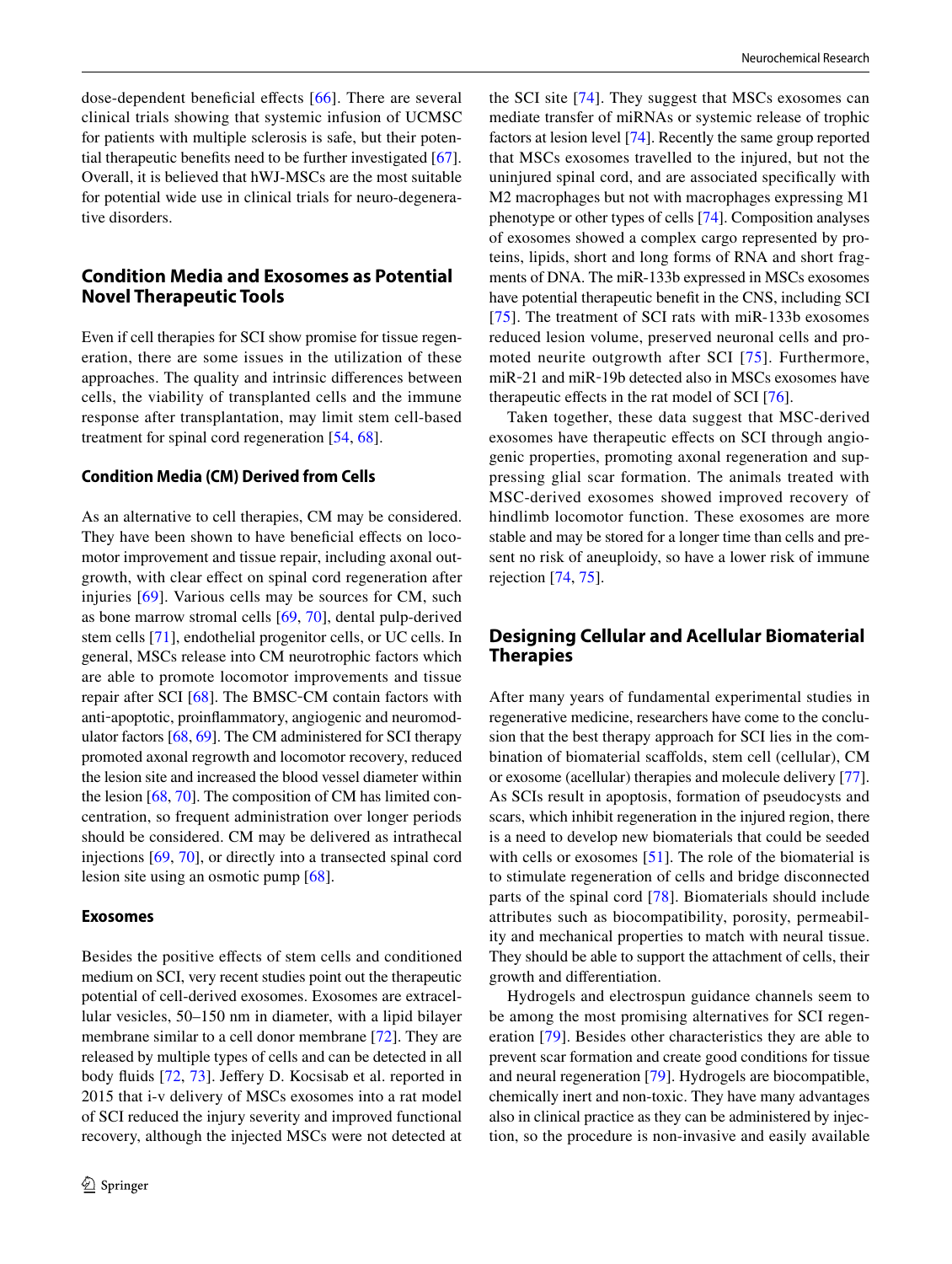dose-dependent beneficial effects [66]. There are several clinical trials showing that systemic infusion of UCMSC for patients with multiple sclerosis is safe, but their potential therapeutic benefits need to be further investigated [67]. Overall, it is believed that hWJ-MSCs are the most suitable for potential wide use in clinical trials for neuro-degenerative disorders.

## Condition Media and Exosomes as Potential Novel Therapeutic Tools

Even if cell therapies for SCI show promise for tissue regeneration, there are some issues in the utilization of these approaches. The quality and intrinsic differences between cells, the viability of transplanted cells and the immune response after transplantation, may limit stem cell-based treatment for spinal cord regeneration [54, 68].

### Condition Media (CM) Derived from Cells

As an alternative to cell therapies, CM may be considered. They have been shown to have beneficial effects on locomotor improvement and tissue repair, including axonal outgrowth, with clear effect on spinal cord regeneration after injuries [69]. Various cells may be sources for CM, such as bone marrow stromal cells [69, 70], dental pulp-derived stem cells [71], endothelial progenitor cells, or UC cells. In general, MSCs release into CM neurotrophic factors which are able to promote locomotor improvements and tissue repair after SCI [68]. The BMSC-CM contain factors with anti-apoptotic, proinflammatory, angiogenic and neuromodulator factors [68, 69]. The CM administered for SCI therapy promoted axonal regrowth and locomotor recovery, reduced the lesion site and increased the blood vessel diameter within the lesion [68, 70]. The composition of CM has limited concentration, so frequent administration over longer periods should be considered. CM may be delivered as intrathecal injections [69, 70], or directly into a transected spinal cord lesion site using an osmotic pump [68].

### Exosomes

Besides the positive effects of stem cells and conditioned medium on SCI, very recent studies point out the therapeutic potential of cell-derived exosomes. Exosomes are extracellular vesicles, 50–150 nm in diameter, with a lipid bilayer membrane similar to a cell donor membrane [72]. They are released by multiple types of cells and can be detected in all body fluids [72, 73]. Jeffery D. Kocsisab et al. reported in 2015 that i-v delivery of MSCs exosomes into a rat model of SCI reduced the injury severity and improved functional recovery, although the injected MSCs were not detected at the SCI site [74]. They suggest that MSCs exosomes can mediate transfer of miRNAs or systemic release of trophic factors at lesion level [74]. Recently the same group reported that MSCs exosomes travelled to the injured, but not the uninjured spinal cord, and are associated specifically with M2 macrophages but not with macrophages expressing M1 phenotype or other types of cells [74]. Composition analyses of exosomes showed a complex cargo represented by proteins, lipids, short and long forms of RNA and short fragments of DNA. The miR-133b expressed in MSCs exosomes have potential therapeutic benefit in the CNS, including SCI [75]. The treatment of SCI rats with miR-133b exosomes reduced lesion area, preserved neuronal cells and promoted neurite outgrowth after SCI [75]. Furthermore, miR-21 and miR-19b detected also in MSCs exosomes have therapeutic effects in the rat model of SCI [76].

Taken together, these data suggest that MSC-derived exosomes have therapeutic effects on SCI through angiogenic properties, promoting axonal regeneration and suppressing glial scar formation. The animals treated with MSC-derived exosomes showed improved recovery of hindlimb locomotor function. These exosomes are more stable and may be stored for a longer time than cells and present no risk of aneuploidy, so have a lower risk of immune rejection [74, 75].

## Designing Cellular and Acellular Biomaterial Therapies

After many years of fundamental experimental studies in regenerative medicine, researchers have come to the conclusion that the best therapy approach for SCI lies in the combination of biomaterial scaffolds, stem cell (cellular), CM or exosome (acellular) therapies and molecule delivery [77]. As SCIs result in apoptosis, formation of pseudocysts and scars, which inhibit regeneration in the injured region, there is a need to develop new biomaterials that could be seeded with cells or exosomes [51]. The role of the biomaterial is to stimulate regeneration of cells and bridge disconnected parts of the spinal cord [78]. Biomaterials should include attributes such as biocompatibility, porosity, permeability and mechanical properties to match with neural tissue. They should be able to support the attachment of cells, their growth and differentiation.

Hydrogels and electrospun guidance channels seem to be among the most promising alternatives for SCI regeneration [79]. Besides other characteristics they are able to prevent scar formation and create good conditions for tissue and neural regeneration [79]. Hydrogels are biocompatible, chemically inert and non-toxic. They have many advantages also in clinical practice as they can be administered by injection, so the procedure is non-invasive and easily available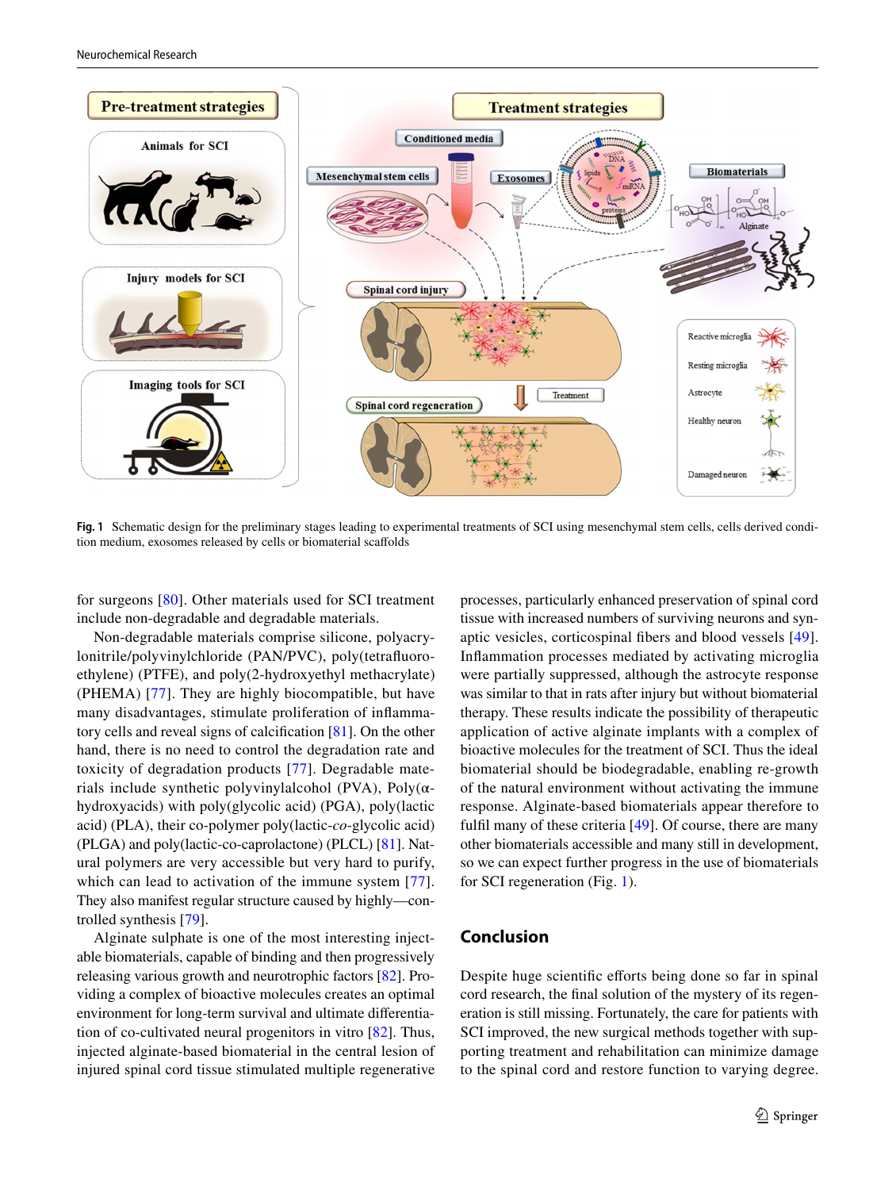Fig. 1 Schematic design for the preliminary stages leading to experimental treatments of SCI using mesenchymal stem cells, cells derived condition medium, exosomes released by cells or biomaterial scaffolds

for surgeons [80]. Other materials used for SCI treatment include non-degradable and degradable materials.

Non-degradable materials comprise silicone, polyacrylonitrile/polyvinylchloride (PAN/PVC), poly(tetrafluoroethylene) (PTFE), and poly(2-hydroxyethyl methacrylate) (PHEMA) [77]. They are highly biocompatible, but have many disadvantages, stimulate proliferation of inflammatory cells and reveal signs of calcification [81]. On the other hand, there is no need to control the degradation rate and toxicity of degradation products [77]. Degradable materials include synthetic polyvinylalcohol (PVA), Poly(α-hydroxyacids) with poly(glycolic acid) (PGA), poly(lactic acid) (PLA), their co-polymer poly(lactic-*co*-glycolic acid) (PLGA) and poly(lactic-co-caprolactone) (PLCL) [81]. Natural polymers are very accessible but very hard to purify, which can lead to activation of the immune system [77]. They also manifest regular structure caused by highly—controlled synthesis [79].

Alginate sulphate is one of the most interesting injectable biomaterials, capable of binding and then progressively releasing various growth and neurotrophic factors [82]. Providing a complex of bioactive molecules creates an optimal environment for long-term survival and ultimate differentiation of co-cultivated neural progenitors in vitro [82]. Thus, injected alginate-based biomaterial in the central lesion of injured spinal cord tissue stimulated multiple regenerative processes, particularly enhanced preservation of spinal cord tissue with increased numbers of surviving neurons and synaptic vesicles, corticospinal fibers and blood vessels [49]. Inflammation processes mediated by activating microglia were partially suppressed, although the astrocyte response was similar to that in rats after injury but without biomaterial therapy. These results indicate the possibility of therapeutic application of active alginate implants with a complex of bioactive molecules for the treatment of SCI. Thus the ideal biomaterial should be biodegradable, enabling re-growth of the natural environment without activating the immune response. Alginate-based biomaterials appear therefore to fulfil many of these criteria [49]. Of course, there are many other biomaterials accessible and many still in development, so we can expect further progress in the use of biomaterials for SCI regeneration (Fig. 1).

## Conclusion

Despite huge scientific efforts being done so far in spinal cord research, the final solution of the mystery of its regeneration is still missing. Fortunately, the care for patients with SCI improved, the new surgical methods together with supporting treatment and rehabilitation can minimize damage to the spinal cord and restore function to varying degree.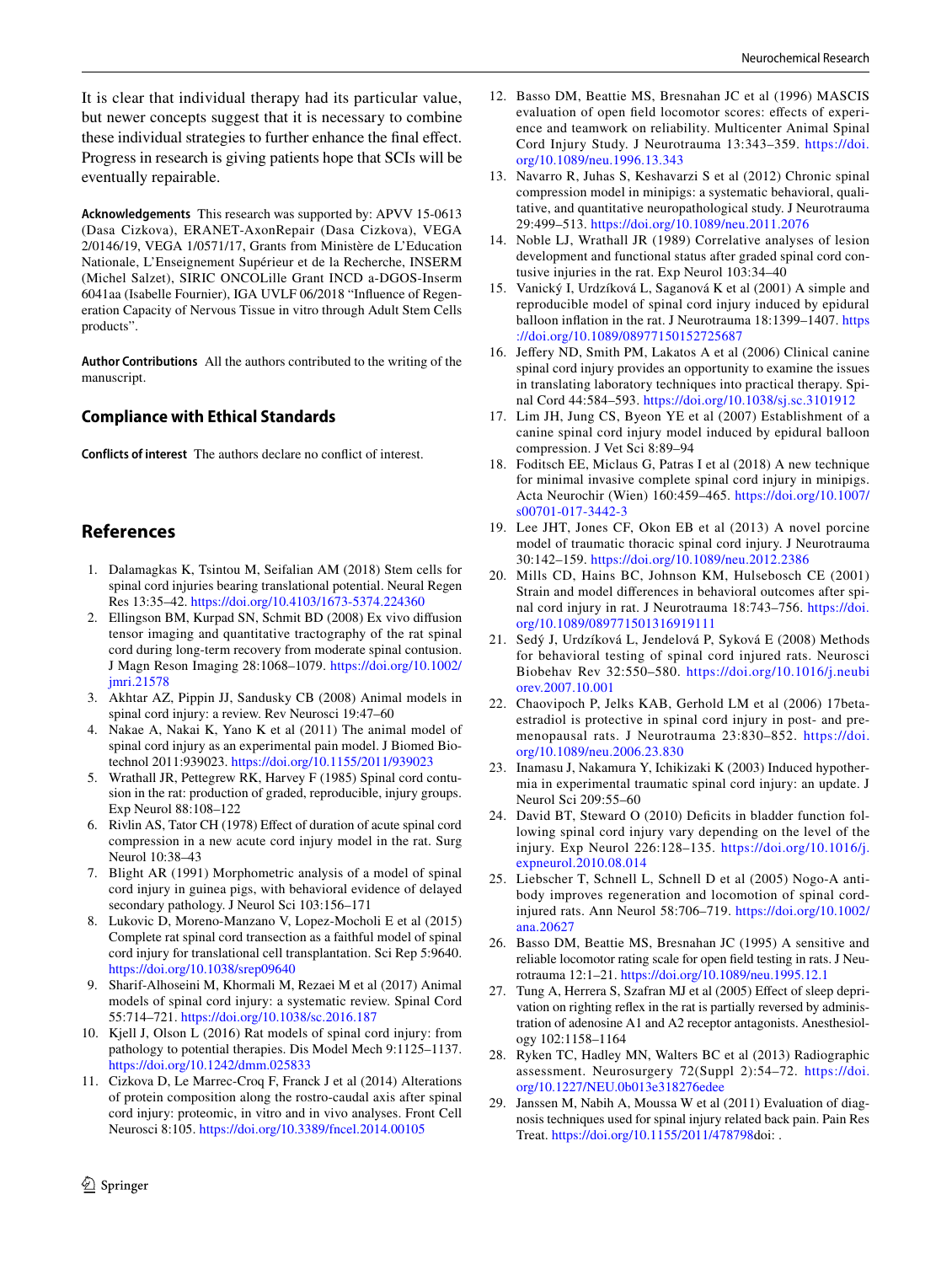It is clear that individual therapy had its particular value, but newer concepts suggest that it is necessary to combine these individual strategies to further enhance the final effect. Progress in research is giving patients hope that SCIs will be eventually repairable.

**Acknowledgements** This research was supported by: APVV 15-0613 (Dasa Cizkova), ERANET-AxonRepair (Dasa Cizkova), VEGA 2/0146/19, VEGA 1/0571/17, Grants from Ministère de L'Education Nationale, L'Enseignement Supérieur et de la Recherche, INSERM (Michel Salzet), SIRIC ONCOLille Grant INCD a-DGOS-Inserm 6041aa (Isabelle Fournier), IGA UVLF 06/2018 "Influence of Regeneration Capacity of Nervous Tissue in vitro through Adult Stem Cells products".

**Author Contributions** All the authors contributed to the writing of the manuscript.

## Compliance with Ethical Standards

**Conflicts of interest** The authors declare no conflict of interest.

## References

1. Dalamagkas K, Tsintou M, Seifalian AM (2018) Stem cells for spinal cord injuries bearing translational potential. Neural Regen Res 13:35–42. https://doi.org/10.4103/1673-5374.224360
2. Ellingson BM, Kurpad SN, Schmit BD (2008) Ex vivo diffusion tensor imaging and quantitative tractography of the rat spinal cord during long-term recovery from moderate spinal contusion. J Magn Reson Imaging 28:1068–1079. https://doi.org/10.1002/jmri.21578
3. Akhtar AZ, Pippin JJ, Sandusky CB (2008) Animal models in spinal cord injury: a review. Rev Neurosci 19:47–60
4. Nakae A, Nakai K, Yano K et al (2011) The animal model of spinal cord injury as an experimental pain model. J Biomed Biotechnol 2011:939023. https://doi.org/10.1155/2011/939023
5. Wrathall JR, Pettegrew RK, Harvey F (1985) Spinal cord contusion in the rat: production of graded, reproducible, injury groups. Exp Neurol 88:108–122
6. Rivlin AS, Tator CH (1978) Effect of duration of acute spinal cord compression in a new acute cord injury model in the rat. Surg Neurol 10:38–43
7. Blight AR (1991) Morphometric analysis of a model of spinal cord injury in guinea pigs, with behavioral evidence of delayed secondary pathology. J Neurol Sci 103:156–171
8. Lukovic D, Moreno-Manzano V, Lopez-Mocholi E et al (2015) Complete rat spinal cord transection as a faithful model of spinal cord injury for translational cell transplantation. Sci Rep 5:9640. https://doi.org/10.1038/srep09640
9. Sharif-Alhoseini M, Khormali M, Rezaei M et al (2017) Animal models of spinal cord injury: a systematic review. Spinal Cord 55:714–721. https://doi.org/10.1038/sc.2016.187
10. Kjell J, Olson L (2016) Rat models of spinal cord injury: from pathology to potential therapies. Dis Model Mech 9:1125–1137. https://doi.org/10.1242/dmm.025833
11. Cizkova D, Le Marrec-Croq F, Franck J et al (2014) Alterations of protein composition along the rostro-caudal axis after spinal cord injury: proteomic, in vitro and in vivo analyses. Front Cell Neurosci 8:105. https://doi.org/10.3389/fncel.2014.00105
12. Basso DM, Beattie MS, Bresnahan JC et al (1996) MASCIS evaluation of open field locomotor scores: effects of experience and teamwork on reliability. Multicenter Animal Spinal Cord Injury Study. J Neurotrauma 13:343–359. https://doi.org/10.1089/neu.1996.13.343
13. Navarro R, Juhas S, Keshavarzi S et al (2012) Chronic spinal compression model in minipigs: a systematic behavioral, qualitative, and quantitative neuropathological study. J Neurotrauma 29:499–513. https://doi.org/10.1089/neu.2011.2076
14. Noble LJ, Wrathall JR (1989) Correlative analyses of lesion development and functional status after graded spinal cord contusive injuries in the rat. Exp Neurol 103:34–40
15. Vanický I, Urdzíková L, Saganová K et al (2001) A simple and reproducible model of spinal cord injury induced by epidural balloon inflation in the rat. J Neurotrauma 18:1399–1407. https://doi.org/10.1089/08977150152725687
16. Jeffery ND, Smith PM, Lakatos A et al (2006) Clinical canine spinal cord injury provides an opportunity to examine the issues in translating laboratory techniques into practical therapy. Spinal Cord 44:584–593. https://doi.org/10.1038/sj.sc.3101912
17. Lim JH, Jung CS, Byeon YE et al (2007) Establishment of a canine spinal cord injury model induced by epidural balloon compression. J Vet Sci 8:89–94
18. Foditsch EE, Miclaus G, Patras I et al (2018) A new technique for minimal invasive complete spinal cord injury in minipigs. Acta Neurochir (Wien) 160:459–465. https://doi.org/10.1007/s00701-017-3442-3
19. Lee JHT, Jones CF, Okon EB et al (2013) A novel porcine model of traumatic thoracic spinal cord injury. J Neurotrauma 30:142–159. https://doi.org/10.1089/neu.2012.2386
20. Mills CD, Hains BC, Johnson KM, Hulsebosch CE (2001) Strain and model differences in behavioral outcomes after spinal cord injury in rat. J Neurotrauma 18:743–756. https://doi.org/10.1089/089771501316919111
21. Sedý J, Urdzíková L, Jendelová P, Syková E (2008) Methods for behavioral testing of spinal cord injured rats. Neurosci Biobehav Rev 32:550–580. https://doi.org/10.1016/j.neubiorev.2007.10.001
22. Chaovipoch P, Jelks KAB, Gerhold LM et al (2006) 17beta-estradiol is protective in spinal cord injury in post- and premenopausal rats. J Neurotrauma 23:830–852. https://doi.org/10.1089/neu.2006.23.830
23. Inamasu J, Nakamura Y, Ichikizaki K (2003) Induced hypothermia in experimental traumatic spinal cord injury: an update. J Neurol Sci 209:55–60
24. David BT, Steward O (2010) Deficits in bladder function following spinal cord injury vary depending on the level of the injury. Exp Neurol 226:128–135. https://doi.org/10.1016/j.expneurol.2010.08.014
25. Liebscher T, Schnell L, Schnell D et al (2005) Nogo-A antibody improves regeneration and locomotion of spinal cord-injured rats. Ann Neurol 58:706–719. https://doi.org/10.1002/ana.20627
26. Basso DM, Beattie MS, Bresnahan JC (1995) A sensitive and reliable locomotor rating scale for open field testing in rats. J Neurotrauma 12:1–21. https://doi.org/10.1089/neu.1995.12.1
27. Tung A, Herrera S, Szafran MJ et al (2005) Effect of sleep deprivation on righting reflex in the rat is partially reversed by administration of adenosine A1 and A2 receptor antagonists. Anesthesiology 102:1158–1164
28. Ryken TC, Hadley MN, Walters BC et al (2013) Radiographic assessment. Neurosurgery 72(Suppl 2):54–72. https://doi.org/10.1227/NEU.0b013e318276edee
29. Janssen M, Nabih A, Moussa W et al (2011) Evaluation of diagnosis techniques used for spinal injury related back pain. Pain Res Treat. https://doi.org/10.1155/2011/478798doi: .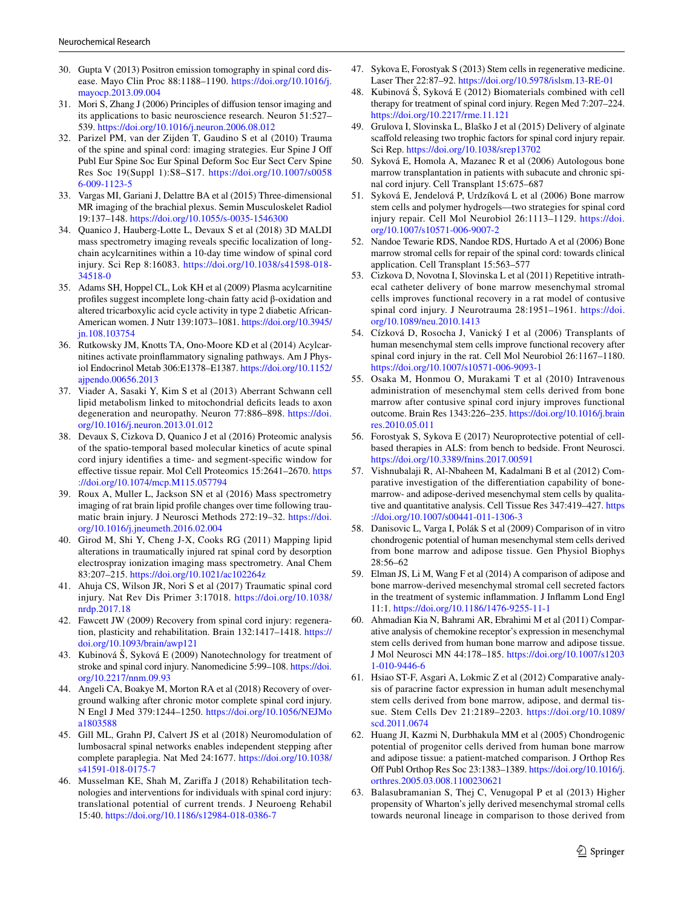30. Gupta V (2013) Positron emission tomography in spinal cord disease. Mayo Clin Proc 88:1188–1190. https://doi.org/10.1016/j.mayocp.2013.09.004
31. Mori S, Zhang J (2006) Principles of diffusion tensor imaging and its applications to basic neuroscience research. Neuron 51:527–539. https://doi.org/10.1016/j.neuron.2006.08.012
32. Parizel PM, van der Zijden T, Gaudino S et al (2010) Trauma of the spine and spinal cord: imaging strategies. Eur Spine J Off Publ Eur Spine Soc Eur Spinal Deform Soc Eur Sect Cerv Spine Res Soc 19(Suppl 1):S8–S17. https://doi.org/10.1007/s00586-009-1123-5
33. Vargas MI, Gariani J, Delattre BA et al (2015) Three-dimensional MR imaging of the brachial plexus. Semin Musculoskelet Radiol 19:137–148. https://doi.org/10.1055/s-0035-1546300
34. Quanico J, Hauberg-Lotte L, Devaux S et al (2018) 3D MALDI mass spectrometry imaging reveals specific localization of long-chain acylcarnitines within a 10-day time window of spinal cord injury. Sci Rep 8:16083. https://doi.org/10.1038/s41598-018-34518-0
35. Adams SH, Hoppel CL, Lok KH et al (2009) Plasma acylcarnitine profiles suggest incomplete long-chain fatty acid β-oxidation and altered tricarboxylic acid cycle activity in type 2 diabetic African-American women. J Nutr 139:1073–1081. https://doi.org/10.3945/jn.108.103754
36. Rutkowsky JM, Knotts TA, Ono-Moore KD et al (2014) Acylcarnitines activate proinflammatory signaling pathways. Am J Physiol Endocrinol Metab 306:E1378–E1387. https://doi.org/10.1152/ajpendo.00656.2013
37. Viader A, Sasaki Y, Kim S et al (2013) Aberrant Schwann cell lipid metabolism linked to mitochondrial deficits leads to axon degeneration and neuropathy. Neuron 77:886–898. https://doi.org/10.1016/j.neuron.2013.01.012
38. Devaux S, Cizkova D, Quanico J et al (2016) Proteomic analysis of the spatio-temporal based molecular kinetics of acute spinal cord injury identifies a time- and segment-specific window for effective tissue repair. Mol Cell Proteomics 15:2641–2670. https://doi.org/10.1074/mcp.M115.057794
39. Roux A, Muller L, Jackson SN et al (2016) Mass spectrometry imaging of rat brain lipid profile changes over time following traumatic brain injury. J Neurosci Methods 272:19–32. https://doi.org/10.1016/j.jneumeth.2016.02.004
40. Girod M, Shi Y, Cheng J-X, Cooks RG (2011) Mapping lipid alterations in traumatically injured rat spinal cord by desorption electrospray ionization imaging mass spectrometry. Anal Chem 83:207–215. https://doi.org/10.1021/ac102264z
41. Ahuja CS, Wilson JR, Nori S et al (2017) Traumatic spinal cord injury. Nat Rev Dis Primer 3:17018. https://doi.org/10.1038/nrdp.2017.18
42. Fawcett JW (2009) Recovery from spinal cord injury: regeneration, plasticity and rehabilitation. Brain 132:1417–1418. https://doi.org/10.1093/brain/awp121
43. Kubinová Š, Syková E (2009) Nanotechnology for treatment of stroke and spinal cord injury. Nanomedicine 5:99–108. https://doi.org/10.2217/nnm.09.93
44. Angeli CA, Boakye M, Morton RA et al (2018) Recovery of overground walking after chronic motor complete spinal cord injury. N Engl J Med 379:1244–1250. https://doi.org/10.1056/NEJMoa1803588
45. Gill ML, Grahn PJ, Calvert JS et al (2018) Neuromodulation of lumbosacral spinal networks enables independent stepping after complete paraplegia. Nat Med 24:1677. https://doi.org/10.1038/s41591-018-0175-7
46. Musselman KE, Shah M, Zariffa J (2018) Rehabilitation technologies and interventions for individuals with spinal cord injury: translational potential of current trends. J Neuroeng Rehabil 15:40. https://doi.org/10.1186/s12984-018-0386-7
47. Sykova E, Forostyak S (2013) Stem cells in regenerative medicine. Laser Ther 22:87–92. https://doi.org/10.5978/islsm.13-RE-01
48. Kubinová Š, Syková E (2012) Biomaterials combined with cell therapy for treatment of spinal cord injury. Regen Med 7:207–224. https://doi.org/10.2217/rme.11.121
49. Grulova I, Slovinska L, Blaško J et al (2015) Delivery of alginate scaffold releasing two trophic factors for spinal cord injury repair. Sci Rep. https://doi.org/10.1038/srep13702
50. Syková E, Homola A, Mazanec R et al (2006) Autologous bone marrow transplantation in patients with subacute and chronic spinal cord injury. Cell Transplant 15:675–687
51. Syková E, Jendelová P, Urdzíková L et al (2006) Bone marrow stem cells and polymer hydrogels—two strategies for spinal cord injury repair. Cell Mol Neurobiol 26:1113–1129. https://doi.org/10.1007/s10571-006-9007-2
52. Nandoe Tewarie RDS, Nandoe RDS, Hurtado A et al (2006) Bone marrow stromal cells for repair of the spinal cord: towards clinical application. Cell Transplant 15:563–577
53. Cizkova D, Novotna I, Slovinska L et al (2011) Repetitive intrathecal catheter delivery of bone marrow mesenchymal stromal cells improves functional recovery in a rat model of contusive spinal cord injury. J Neurotrauma 28:1951–1961. https://doi.org/10.1089/neu.2010.1413
54. Cízková D, Rosocha J, Vanický I et al (2006) Transplants of human mesenchymal stem cells improve functional recovery after spinal cord injury in the rat. Cell Mol Neurobiol 26:1167–1180. https://doi.org/10.1007/s10571-006-9093-1
55. Osaka M, Honmou O, Murakami T et al (2010) Intravenous administration of mesenchymal stem cells derived from bone marrow after contusive spinal cord injury improves functional outcome. Brain Res 1343:226–235. https://doi.org/10.1016/j.brainres.2010.05.011
56. Forostyak S, Sykova E (2017) Neuroprotective potential of cell-based therapies in ALS: from bench to bedside. Front Neurosci. https://doi.org/10.3389/fnins.2017.00591
57. Vishnubalaji R, Al-Nbaheen M, Kadalmani B et al (2012) Comparative investigation of the differentiation capability of bone-marrow- and adipose-derived mesenchymal stem cells by qualitative and quantitative analysis. Cell Tissue Res 347:419–427. https://doi.org/10.1007/s00441-011-1306-3
58. Danisovic L, Varga I, Polák S et al (2009) Comparison of in vitro chondrogenic potential of human mesenchymal stem cells derived from bone marrow and adipose tissue. Gen Physiol Biophys 28:56–62
59. Elman JS, Li M, Wang F et al (2014) A comparison of adipose and bone marrow-derived mesenchymal stromal cell secreted factors in the treatment of systemic inflammation. J Inflamm Lond Engl 11:1. https://doi.org/10.1186/1476-9255-11-1
60. Ahmadian Kia N, Bahrami AR, Ebrahimi M et al (2011) Comparative analysis of chemokine receptor's expression in mesenchymal stem cells derived from human bone marrow and adipose tissue. J Mol Neurosci MN 44:178–185. https://doi.org/10.1007/s12031-010-9446-6
61. Hsiao ST-F, Asgari A, Lokmic Z et al (2012) Comparative analysis of paracrine factor expression in human adult mesenchymal stem cells derived from bone marrow, adipose, and dermal tissue. Stem Cells Dev 21:2189–2203. https://doi.org/10.1089/scd.2011.0674
62. Huang JI, Kazmi N, Durbhakula MM et al (2005) Chondrogenic potential of progenitor cells derived from human bone marrow and adipose tissue: a patient-matched comparison. J Orthop Res Off Publ Orthop Res Soc 23:1383–1389. https://doi.org/10.1016/j.orthres.2005.03.008.1100230621
63. Balasubramanian S, Thej C, Venugopal P et al (2013) Higher propensity of Wharton's jelly derived mesenchymal stromal cells towards neuronal lineage in comparison to those derived from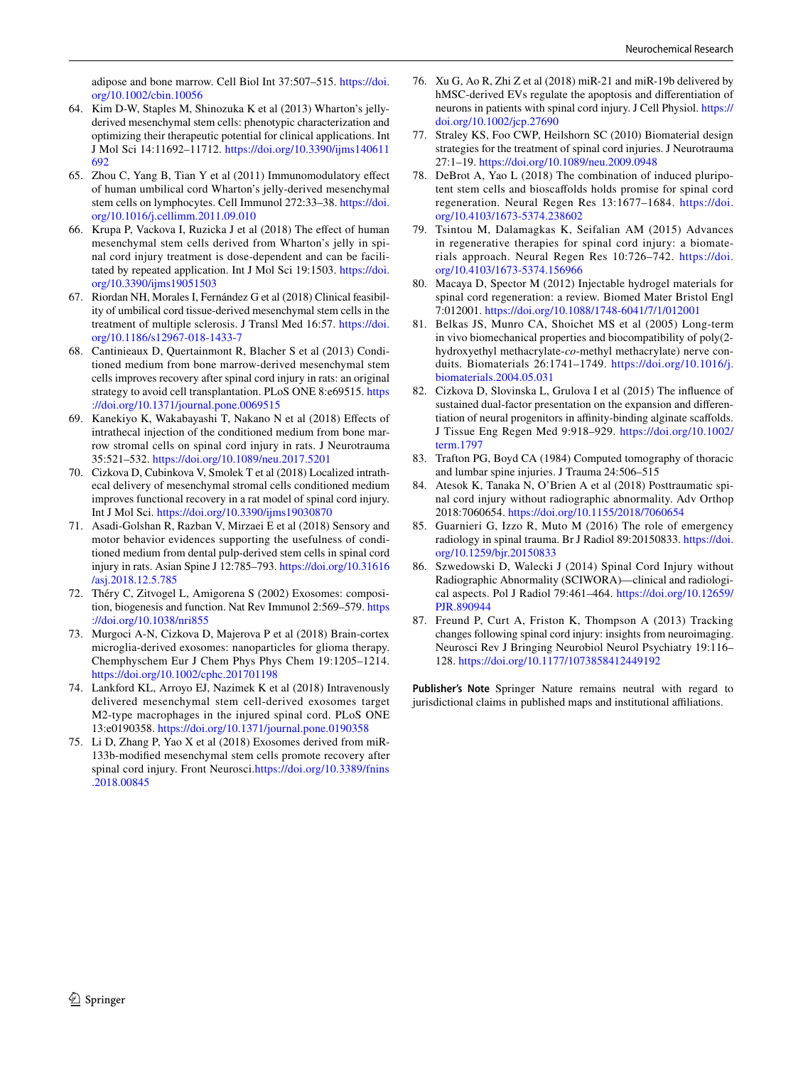adipose and bone marrow. Cell Biol Int 37:507–515. https://doi.org/10.1002/cbin.10056

64. Kim D-W, Staples M, Shinozuka K et al (2013) Wharton's jelly-derived mesenchymal stem cells: phenotypic characterization and optimizing their therapeutic potential for clinical applications. Int J Mol Sci 14:11692–11712. https://doi.org/10.3390/ijms140611692
65. Zhou C, Yang B, Tian Y et al (2011) Immunomodulatory effect of human umbilical cord Wharton's jelly-derived mesenchymal stem cells on lymphocytes. Cell Immunol 272:33–38. https://doi.org/10.1016/j.cellimm.2011.09.010
66. Krupa P, Vackova I, Ruzicka J et al (2018) The effect of human mesenchymal stem cells derived from Wharton's jelly in spinal cord injury treatment is dose-dependent and can be facilitated by repeated application. Int J Mol Sci 19:1503. https://doi.org/10.3390/ijms19051503
67. Riordan NH, Morales I, Fernández G et al (2018) Clinical feasibility of umbilical cord tissue-derived mesenchymal stem cells in the treatment of multiple sclerosis. J Transl Med 16:57. https://doi.org/10.1186/s12967-018-1433-7
68. Cantinieaux D, Quertainmont R, Blacher S et al (2013) Conditioned medium from bone marrow-derived mesenchymal stem cells improves recovery after spinal cord injury in rats: an original strategy to avoid cell transplantation. PLoS ONE 8:e69515. https://doi.org/10.1371/journal.pone.0069515
69. Kanekiyo K, Wakabayashi T, Nakano N et al (2018) Effects of intrathecal injection of the conditioned medium from bone marrow stromal cells on spinal cord injury in rats. J Neurotrauma 35:521–532. https://doi.org/10.1089/neu.2017.5201
70. Cizkova D, Cubinkova V, Smolek T et al (2018) Localized intrathecal delivery of mesenchymal stromal cells conditioned medium improves functional recovery in a rat model of spinal cord injury. Int J Mol Sci. https://doi.org/10.3390/ijms19030870
71. Asadi-Golshan R, Razban V, Mirzaei E et al (2018) Sensory and motor behavior evidences supporting the usefulness of conditioned medium from dental pulp-derived stem cells in spinal cord injury in rats. Asian Spine J 12:785–793. https://doi.org/10.31616/asj.2018.12.5.785
72. Théry C, Zitvogel L, Amigorena S (2002) Exosomes: composition, biogenesis and function. Nat Rev Immunol 2:569–579. https://doi.org/10.1038/nri855
73. Murgoci A-N, Cizkova D, Majerova P et al (2018) Brain-cortex microglia-derived exosomes: nanoparticles for glioma therapy. Chemphyschem Eur J Chem Phys Phys Chem 19:1205–1214. https://doi.org/10.1002/cphc.201701198
74. Lankford KL, Arroyo EJ, Nazimek K et al (2018) Intravenously delivered mesenchymal stem cell-derived exosomes target M2-type macrophages in the injured spinal cord. PLoS ONE 13:e0190358. https://doi.org/10.1371/journal.pone.0190358
75. Li D, Zhang P, Yao X et al (2018) Exosomes derived from miR-133b-modified mesenchymal stem cells promote recovery after spinal cord injury. Front Neurosci. https://doi.org/10.3389/fnins.2018.00845
76. Xu G, Ao R, Zhi Z et al (2018) miR-21 and miR-19b delivered by hMSC-derived EVs regulate the apoptosis and differentiation of neurons in patients with spinal cord injury. J Cell Physiol. https://doi.org/10.1002/jcp.27690
77. Straley KS, Foo CWP, Heilshorn SC (2010) Biomaterial design strategies for the treatment of spinal cord injuries. J Neurotrauma 27:1–19. https://doi.org/10.1089/neu.2009.0948
78. DeBrot A, Yao L (2018) The combination of induced pluripotent stem cells and bioscaffolds holds promise for spinal cord regeneration. Neural Regen Res 13:1677–1684. https://doi.org/10.4103/1673-5374.238602
79. Tsintou M, Dalamagkas K, Seifalian AM (2015) Advances in regenerative therapies for spinal cord injury: a biomaterials approach. Neural Regen Res 10:726–742. https://doi.org/10.4103/1673-5374.156966
80. Macaya D, Spector M (2012) Injectable hydrogel materials for spinal cord regeneration: a review. Biomed Mater Bristol Engl 7:012001. https://doi.org/10.1088/1748-6041/7/1/012001
81. Belkas JS, Munro CA, Shoichet MS et al (2005) Long-term in vivo biomechanical properties and biocompatibility of poly(2-hydroxyethyl methacrylate-*co*-methyl methacrylate) nerve conduits. Biomaterials 26:1741–1749. https://doi.org/10.1016/j.biomaterials.2004.05.031
82. Cizkova D, Slovinska L, Grulova I et al (2015) The influence of sustained dual-factor presentation on the expansion and differentiation of neural progenitors in affinity-binding alginate scaffolds. J Tissue Eng Regen Med 9:918–929. https://doi.org/10.1002/term.1797
83. Trafton PG, Boyd CA (1984) Computed tomography of thoracic and lumbar spine injuries. J Trauma 24:506–515
84. Atesok K, Tanaka N, O'Brien A et al (2018) Posttraumatic spinal cord injury without radiographic abnormality. Adv Orthop 2018:7060654. https://doi.org/10.1155/2018/7060654
85. Guarnieri G, Izzo R, Muto M (2016) The role of emergency radiology in spinal trauma. Br J Radiol 89:20150833. https://doi.org/10.1259/bjr.20150833
86. Szwedowski D, Walecki J (2014) Spinal Cord Injury without Radiographic Abnormality (SCIWORA)—clinical and radiological aspects. Pol J Radiol 79:461–464. https://doi.org/10.12659/PJR.890944
87. Freund P, Curt A, Friston K, Thompson A (2013) Tracking changes following spinal cord injury: insights from neuroimaging. Neurosci Rev J Bringing Neurobiol Neurol Psychiatry 19:116–128. https://doi.org/10.1177/1073858412449192

**Publisher's Note** Springer Nature remains neutral with regard to jurisdictional claims in published maps and institutional affiliations.